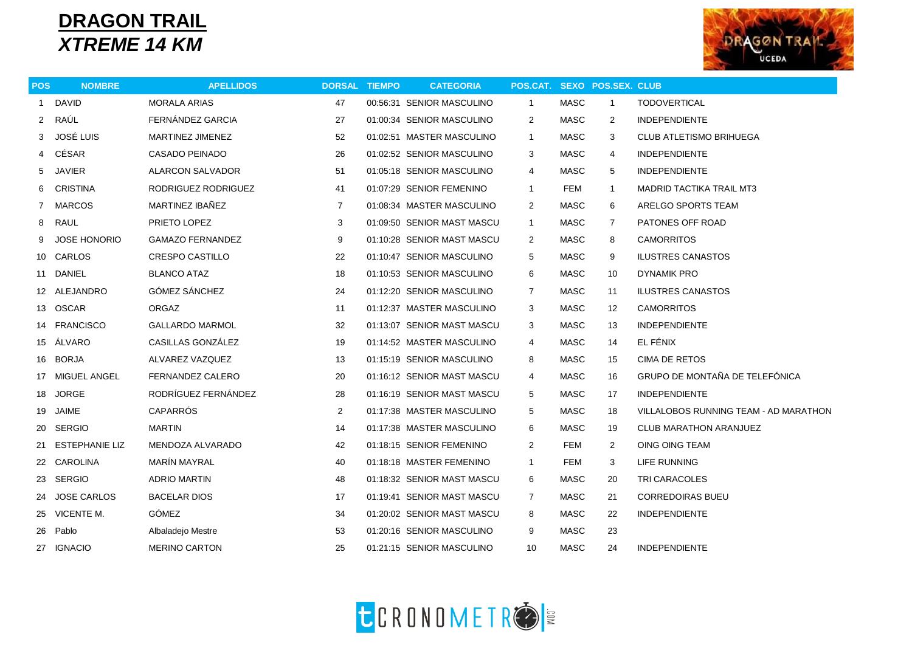# DRAGON TRAIL

## *XTREME 14 KM*

| POS | NOMBRE | APELLIDOS | DORSAL | TIEMPO | CATEGORIA | POS.CAT. | SEXO | POS.SEX. | CLUB |
|---|---|---|---|---|---|---|---|---|---|
| 1 | DAVID | MORALA ARIAS | 47 | 00:56:31 | SENIOR MASCULINO | 1 | MASC | 1 | TODOVERTICAL |
| 2 | RAÚL | FERNÁNDEZ GARCIA | 27 | 01:00:34 | SENIOR MASCULINO | 2 | MASC | 2 | INDEPENDIENTE |
| 3 | JOSÉ LUIS | MARTINEZ JIMENEZ | 52 | 01:02:51 | MASTER MASCULINO | 1 | MASC | 3 | CLUB ATLETISMO BRIHUEGA |
| 4 | CÉSAR | CASADO PEINADO | 26 | 01:02:52 | SENIOR MASCULINO | 3 | MASC | 4 | INDEPENDIENTE |
| 5 | JAVIER | ALARCON SALVADOR | 51 | 01:05:18 | SENIOR MASCULINO | 4 | MASC | 5 | INDEPENDIENTE |
| 6 | CRISTINA | RODRIGUEZ RODRIGUEZ | 41 | 01:07:29 | SENIOR FEMENINO | 1 | FEM | 1 | MADRID TACTIKA TRAIL MT3 |
| 7 | MARCOS | MARTINEZ IBAÑEZ | 7 | 01:08:34 | MASTER MASCULINO | 2 | MASC | 6 | ARELGO SPORTS TEAM |
| 8 | RAUL | PRIETO LOPEZ | 3 | 01:09:50 | SENIOR MAST MASCU | 1 | MASC | 7 | PATONES OFF ROAD |
| 9 | JOSE HONORIO | GAMAZO FERNANDEZ | 9 | 01:10:28 | SENIOR MAST MASCU | 2 | MASC | 8 | CAMORRITOS |
| 10 | CARLOS | CRESPO CASTILLO | 22 | 01:10:47 | SENIOR MASCULINO | 5 | MASC | 9 | ILUSTRES CANASTOS |
| 11 | DANIEL | BLANCO ATAZ | 18 | 01:10:53 | SENIOR MASCULINO | 6 | MASC | 10 | DYNAMIK PRO |
| 12 | ALEJANDRO | GÓMEZ SÁNCHEZ | 24 | 01:12:20 | SENIOR MASCULINO | 7 | MASC | 11 | ILUSTRES CANASTOS |
| 13 | OSCAR | ORGAZ | 11 | 01:12:37 | MASTER MASCULINO | 3 | MASC | 12 | CAMORRITOS |
| 14 | FRANCISCO | GALLARDO MARMOL | 32 | 01:13:07 | SENIOR MAST MASCU | 3 | MASC | 13 | INDEPENDIENTE |
| 15 | ÁLVARO | CASILLAS GONZÁLEZ | 19 | 01:14:52 | MASTER MASCULINO | 4 | MASC | 14 | EL FÉNIX |
| 16 | BORJA | ALVAREZ VAZQUEZ | 13 | 01:15:19 | SENIOR MASCULINO | 8 | MASC | 15 | CIMA DE RETOS |
| 17 | MIGUEL ANGEL | FERNANDEZ CALERO | 20 | 01:16:12 | SENIOR MAST MASCU | 4 | MASC | 16 | GRUPO DE MONTAÑA DE TELEFÓNICA |
| 18 | JORGE | RODRÍGUEZ FERNÁNDEZ | 28 | 01:16:19 | SENIOR MAST MASCU | 5 | MASC | 17 | INDEPENDIENTE |
| 19 | JAIME | CAPARRÓS | 2 | 01:17:38 | MASTER MASCULINO | 5 | MASC | 18 | VILLALOBOS RUNNING TEAM - AD MARATHON |
| 20 | SERGIO | MARTIN | 14 | 01:17:38 | MASTER MASCULINO | 6 | MASC | 19 | CLUB MARATHON ARANJUEZ |
| 21 | ESTEPHANIE LIZ | MENDOZA ALVARADO | 42 | 01:18:15 | SENIOR FEMENINO | 2 | FEM | 2 | OING OING TEAM |
| 22 | CAROLINA | MARÍN MAYRAL | 40 | 01:18:18 | MASTER FEMENINO | 1 | FEM | 3 | LIFE RUNNING |
| 23 | SERGIO | ADRIO MARTIN | 48 | 01:18:32 | SENIOR MAST MASCU | 6 | MASC | 20 | TRI CARACOLES |
| 24 | JOSE CARLOS | BACELAR DIOS | 17 | 01:19:41 | SENIOR MAST MASCU | 7 | MASC | 21 | CORREDOIRAS BUEU |
| 25 | VICENTE M. | GÓMEZ | 34 | 01:20:02 | SENIOR MAST MASCU | 8 | MASC | 22 | INDEPENDIENTE |
| 26 | Pablo | Albaladejo Mestre | 53 | 01:20:16 | SENIOR MASCULINO | 9 | MASC | 23 | |
| 27 | IGNACIO | MERINO CARTON | 25 | 01:21:15 | SENIOR MASCULINO | 10 | MASC | 24 | INDEPENDIENTE |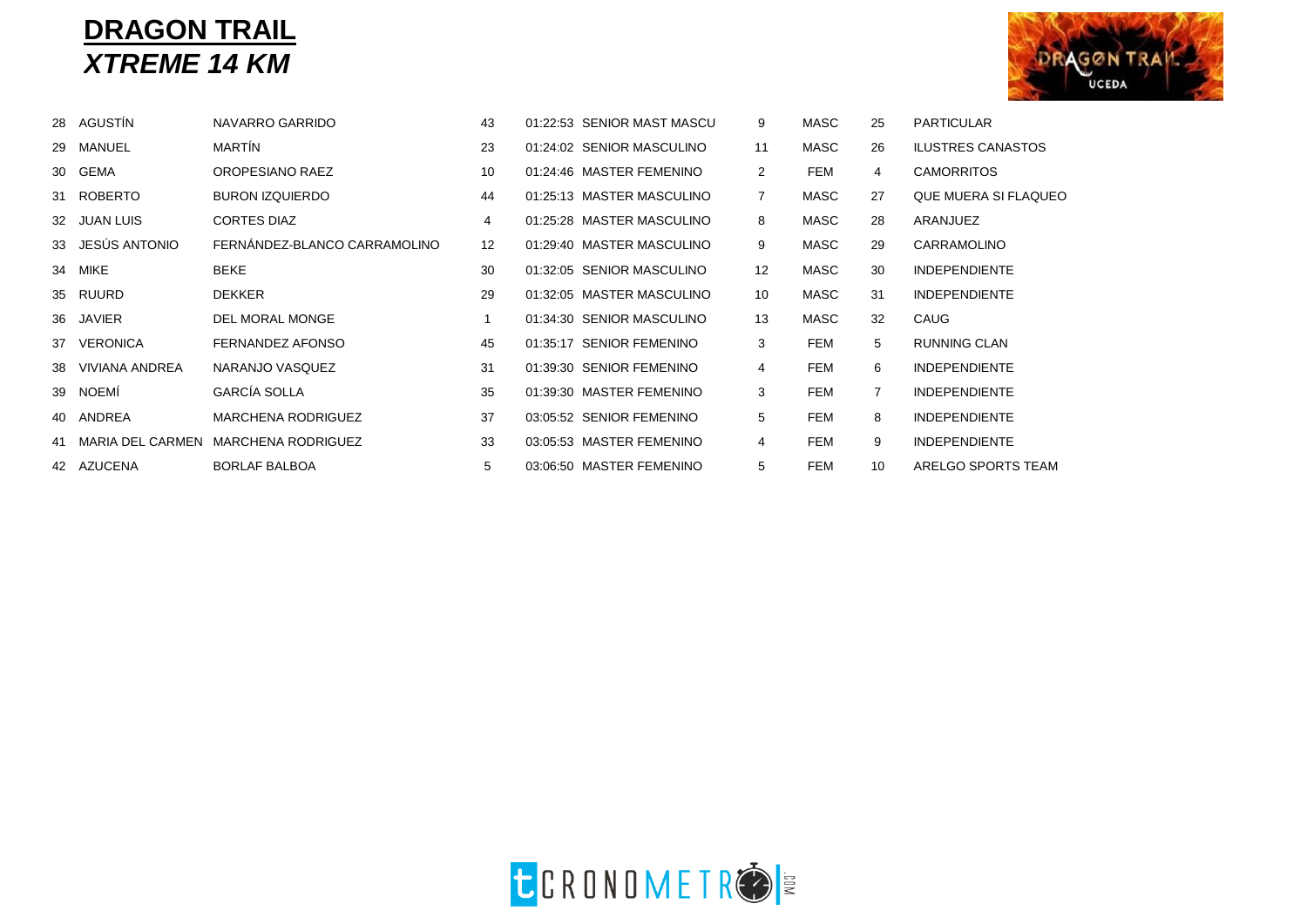# DRAGON TRAIL

## *XTREME 14 KM*

| | | | | | | | | | |
|---|---|---|---|---|---|---|---|---|---|
| 28 | AGUSTÍN | NAVARRO GARRIDO | 43 | 01:22:53 | SENIOR MAST MASCU | 9 | MASC | 25 | PARTICULAR |
| 29 | MANUEL | MARTÍN | 23 | 01:24:02 | SENIOR MASCULINO | 11 | MASC | 26 | ILUSTRES CANASTOS |
| 30 | GEMA | OROPESIANO RAEZ | 10 | 01:24:46 | MASTER FEMENINO | 2 | FEM | 4 | CAMORRITOS |
| 31 | ROBERTO | BURON IZQUIERDO | 44 | 01:25:13 | MASTER MASCULINO | 7 | MASC | 27 | QUE MUERA SI FLAQUEO |
| 32 | JUAN LUIS | CORTES DIAZ | 4 | 01:25:28 | MASTER MASCULINO | 8 | MASC | 28 | ARANJUEZ |
| 33 | JESÚS ANTONIO | FERNÁNDEZ-BLANCO CARRAMOLINO | 12 | 01:29:40 | MASTER MASCULINO | 9 | MASC | 29 | CARRAMOLINO |
| 34 | MIKE | BEKE | 30 | 01:32:05 | SENIOR MASCULINO | 12 | MASC | 30 | INDEPENDIENTE |
| 35 | RUURD | DEKKER | 29 | 01:32:05 | MASTER MASCULINO | 10 | MASC | 31 | INDEPENDIENTE |
| 36 | JAVIER | DEL MORAL MONGE | 1 | 01:34:30 | SENIOR MASCULINO | 13 | MASC | 32 | CAUG |
| 37 | VERONICA | FERNANDEZ AFONSO | 45 | 01:35:17 | SENIOR FEMENINO | 3 | FEM | 5 | RUNNING CLAN |
| 38 | VIVIANA ANDREA | NARANJO VASQUEZ | 31 | 01:39:30 | SENIOR FEMENINO | 4 | FEM | 6 | INDEPENDIENTE |
| 39 | NOEMÍ | GARCÍA SOLLA | 35 | 01:39:30 | MASTER FEMENINO | 3 | FEM | 7 | INDEPENDIENTE |
| 40 | ANDREA | MARCHENA RODRIGUEZ | 37 | 03:05:52 | SENIOR FEMENINO | 5 | FEM | 8 | INDEPENDIENTE |
| 41 | MARIA DEL CARMEN | MARCHENA RODRIGUEZ | 33 | 03:05:53 | MASTER FEMENINO | 4 | FEM | 9 | INDEPENDIENTE |
| 42 | AZUCENA | BORLAF BALBOA | 5 | 03:06:50 | MASTER FEMENINO | 5 | FEM | 10 | ARELGO SPORTS TEAM |